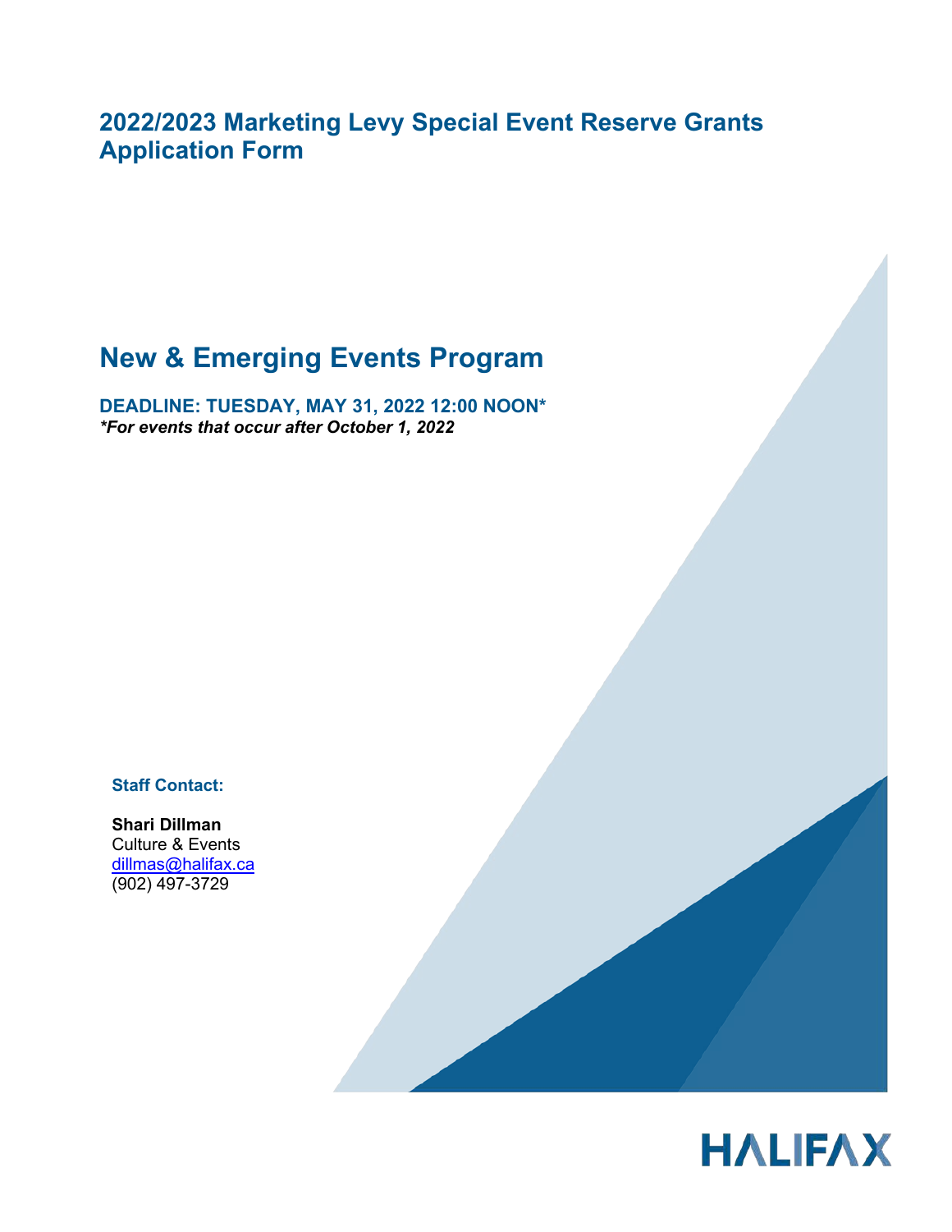# 2022/2023 Marketing Levy Special Event Reserve Grants Application Form

## New & Emerging Events Program

**DEADLINE: TUESDAY, MAY 31, 2022 12:00 NOON***
***For events that occur after October 1, 2022***

**Staff Contact:**

**Shari Dillman**
Culture & Events
dillmas@halifax.ca
(902) 497-3729

HALIFAX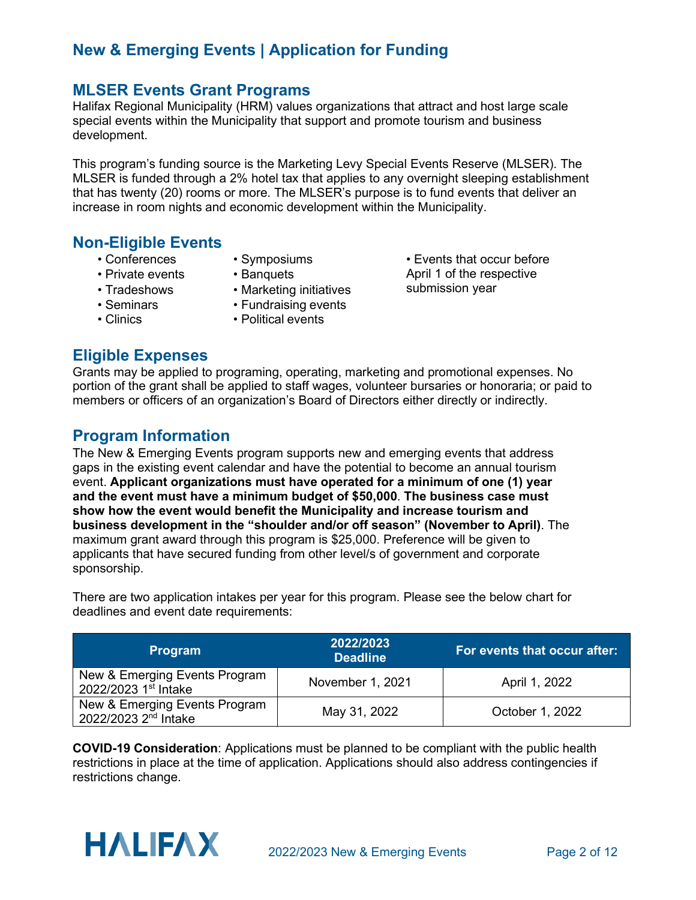## New & Emerging Events | Application for Funding

### MLSER Events Grant Programs

Halifax Regional Municipality (HRM) values organizations that attract and host large scale special events within the Municipality that support and promote tourism and business development.

This program's funding source is the Marketing Levy Special Events Reserve (MLSER). The MLSER is funded through a 2% hotel tax that applies to any overnight sleeping establishment that has twenty (20) rooms or more. The MLSER's purpose is to fund events that deliver an increase in room nights and economic development within the Municipality.

### Non-Eligible Events

- Conferences
- Private events
- Tradeshows
- Seminars
- Clinics
- Symposiums
- Banquets
- Marketing initiatives
- Fundraising events
- Political events
- Events that occur before April 1 of the respective submission year

### Eligible Expenses

Grants may be applied to programing, operating, marketing and promotional expenses. No portion of the grant shall be applied to staff wages, volunteer bursaries or honoraria; or paid to members or officers of an organization's Board of Directors either directly or indirectly.

### Program Information

The New & Emerging Events program supports new and emerging events that address gaps in the existing event calendar and have the potential to become an annual tourism event. **Applicant organizations must have operated for a minimum of one (1) year and the event must have a minimum budget of $50,000**. **The business case must show how the event would benefit the Municipality and increase tourism and business development in the "shoulder and/or off season" (November to April)**. The maximum grant award through this program is $25,000. Preference will be given to applicants that have secured funding from other level/s of government and corporate sponsorship.

There are two application intakes per year for this program. Please see the below chart for deadlines and event date requirements:

| Program | 2022/2023 Deadline | For events that occur after: |
|---|---|---|
| New & Emerging Events Program 2022/2023 1st Intake | November 1, 2021 | April 1, 2022 |
| New & Emerging Events Program 2022/2023 2nd Intake | May 31, 2022 | October 1, 2022 |

**COVID-19 Consideration**: Applications must be planned to be compliant with the public health restrictions in place at the time of application. Applications should also address contingencies if restrictions change.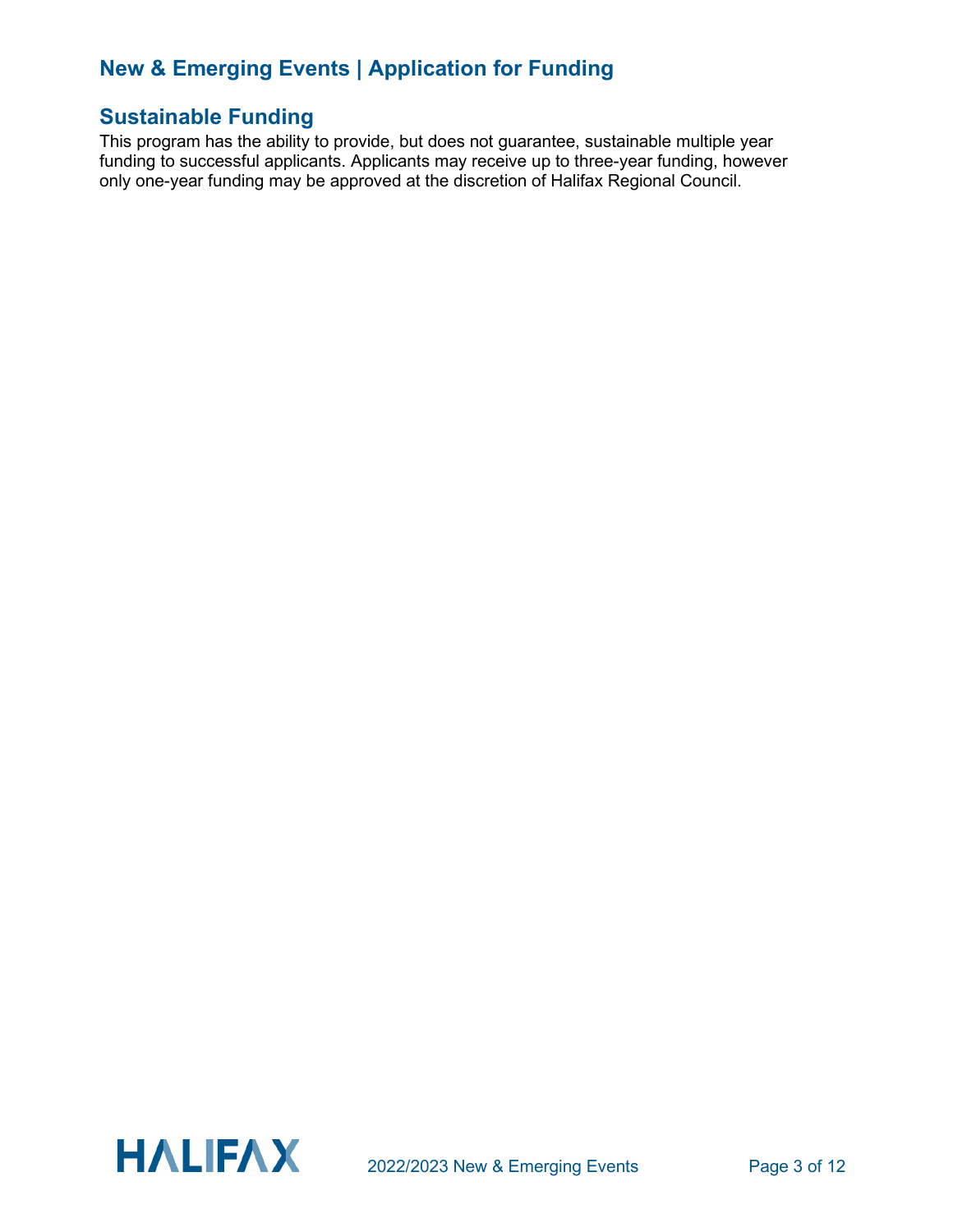## Sustainable Funding

This program has the ability to provide, but does not guarantee, sustainable multiple year funding to successful applicants. Applicants may receive up to three-year funding, however only one-year funding may be approved at the discretion of Halifax Regional Council.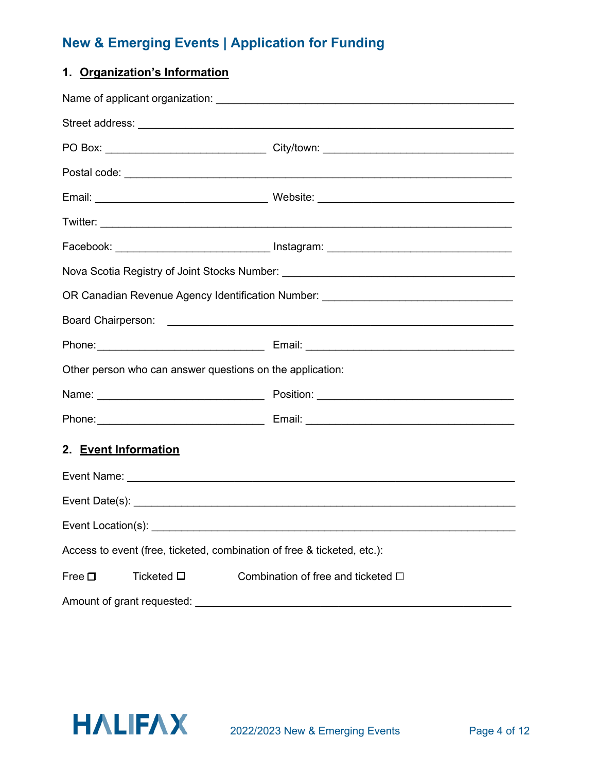# New & Emerging Events | Application for Funding

## 1. Organization's Information

Name of applicant organization: ____________________________________________

Street address: ____________________________________________

PO Box: ______________________ City/town: ______________________

Postal code: ____________________________________________

Email: ______________________ Website: ______________________

Twitter: ____________________________________________

Facebook: ______________________ Instagram: ______________________

Nova Scotia Registry of Joint Stocks Number: ______________________

OR Canadian Revenue Agency Identification Number: ______________________

Board Chairperson: ____________________________________________

Phone: ______________________ Email: ______________________

Other person who can answer questions on the application:

Name: ______________________ Position: ______________________

Phone: ______________________ Email: ______________________

## 2. Event Information

Event Name: ____________________________________________

Event Date(s): ____________________________________________

Event Location(s): ____________________________________________

Access to event (free, ticketed, combination of free & ticketed, etc.):

Free ☐ Ticketed ☐ Combination of free and ticketed ☐

Amount of grant requested: ____________________________________________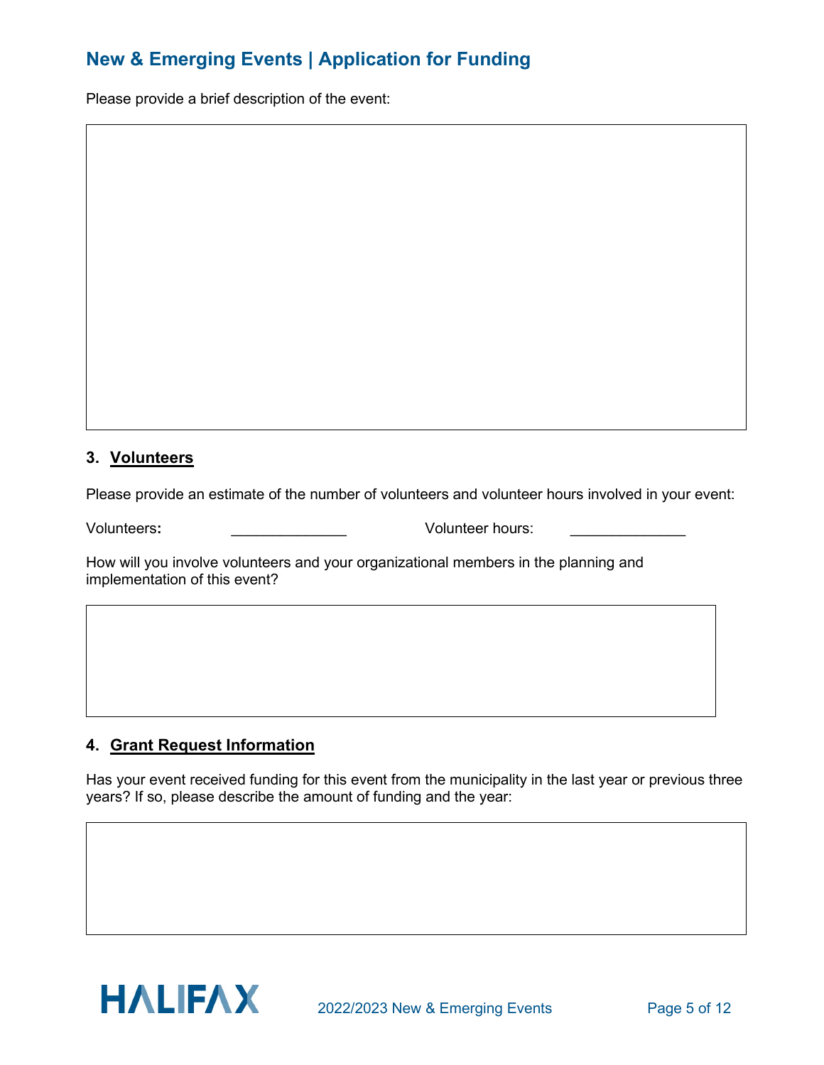## New & Emerging Events | Application for Funding

Please provide a brief description of the event:

### 3. Volunteers

Please provide an estimate of the number of volunteers and volunteer hours involved in your event:

Volunteers**:** ______________ Volunteer hours: ______________

How will you involve volunteers and your organizational members in the planning and implementation of this event?

### 4. Grant Request Information

Has your event received funding for this event from the municipality in the last year or previous three years? If so, please describe the amount of funding and the year: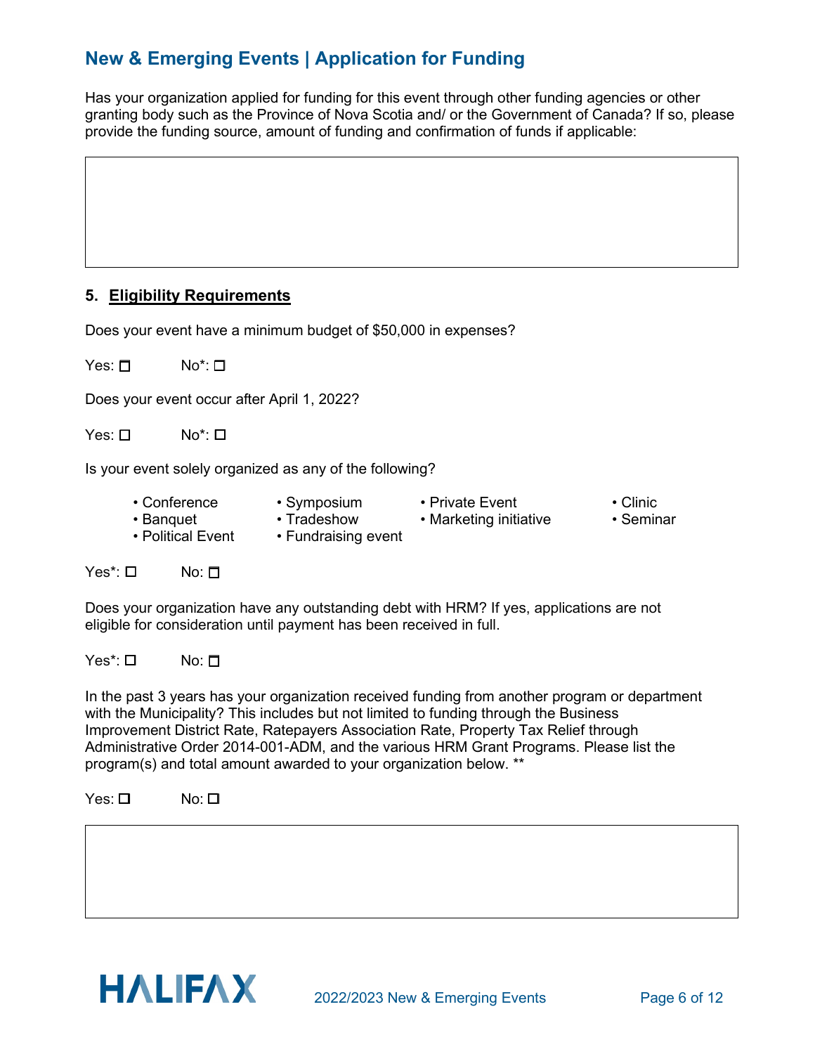## New & Emerging Events | Application for Funding

Has your organization applied for funding for this event through other funding agencies or other granting body such as the Province of Nova Scotia and/ or the Government of Canada? If so, please provide the funding source, amount of funding and confirmation of funds if applicable:

| |
|---|
| |

### 5. Eligibility Requirements

Does your event have a minimum budget of $50,000 in expenses?

Yes: ☐ No*: ☐

Does your event occur after April 1, 2022?

Yes: ☐ No*: ☐

Is your event solely organized as any of the following?

- Conference
- Banquet
- Political Event
- Symposium
- Tradeshow
- Fundraising event
- Private Event
- Marketing initiative
- Clinic
- Seminar

Yes*: ☐ No: ☐

Does your organization have any outstanding debt with HRM? If yes, applications are not eligible for consideration until payment has been received in full.

Yes*: ☐ No: ☐

In the past 3 years has your organization received funding from another program or department with the Municipality? This includes but not limited to funding through the Business Improvement District Rate, Ratepayers Association Rate, Property Tax Relief through Administrative Order 2014-001-ADM, and the various HRM Grant Programs. Please list the program(s) and total amount awarded to your organization below. **

Yes: ☐ No: ☐

| |
|---|
| |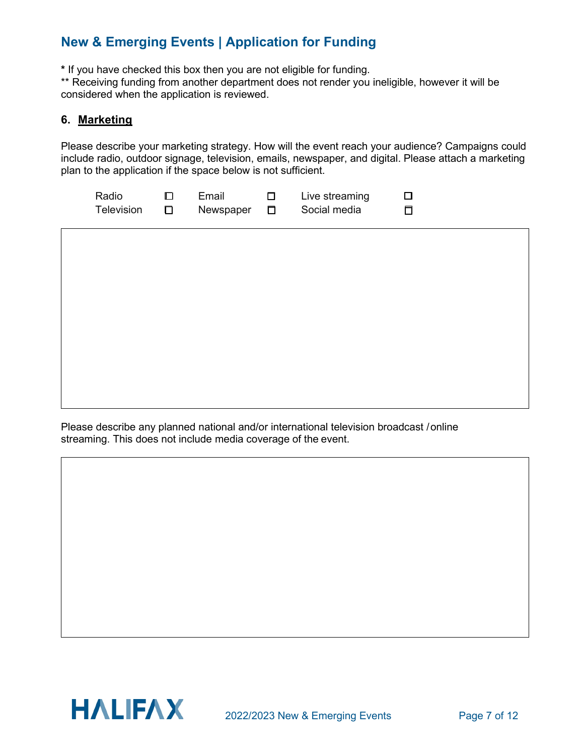* If you have checked this box then you are not eligible for funding.
** Receiving funding from another department does not render you ineligible, however it will be considered when the application is reviewed.

### 6. Marketing

Please describe your marketing strategy. How will the event reach your audience? Campaigns could include radio, outdoor signage, television, emails, newspaper, and digital. Please attach a marketing plan to the application if the space below is not sufficient.

| | | | | | |
|---|---|---|---|---|---|
| Radio | ☐ | Email | ☐ | Live streaming | ☐ |
| Television | ☐ | Newspaper | ☐ | Social media | ☐ |

Please describe any planned national and/or international television broadcast / online streaming. This does not include media coverage of the event.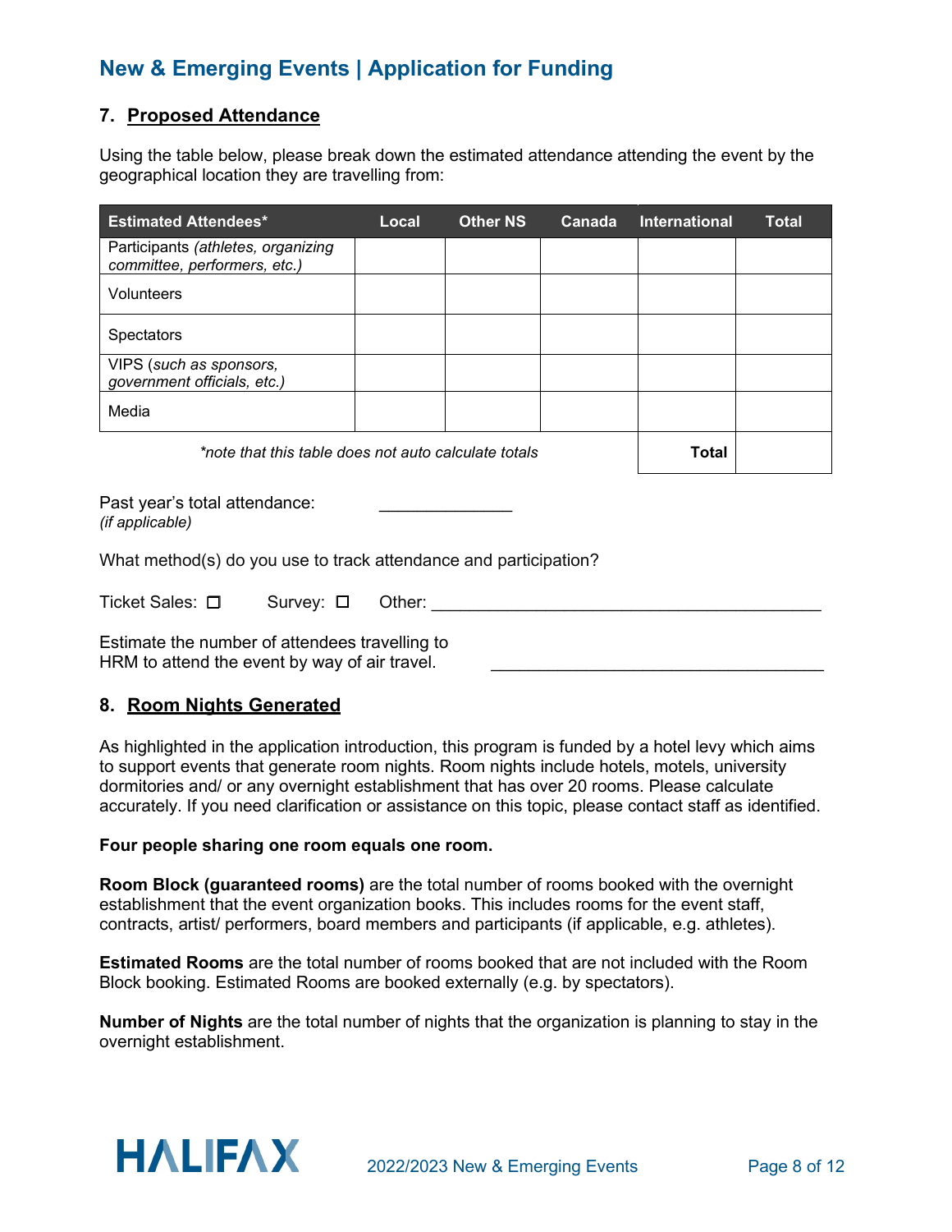# New & Emerging Events | Application for Funding

## 7. Proposed Attendance

Using the table below, please break down the estimated attendance attending the event by the geographical location they are travelling from:

| Estimated Attendees* | Local | Other NS | Canada | International | Total |
|---|---|---|---|---|---|
| Participants *(athletes, organizing committee, performers, etc.)* | | | | | |
| Volunteers | | | | | |
| Spectators | | | | | |
| VIPS (*such as sponsors, government officials, etc.)* | | | | | |
| Media | | | | | |
| *\*note that this table does not auto calculate totals* | | | | **Total** | |

Past year's total attendance: _____________
*(if applicable)*

What method(s) do you use to track attendance and participation?

Ticket Sales: ☐ Survey: ☐ Other: ________________________________________

Estimate the number of attendees travelling to HRM to attend the event by way of air travel. ________________________________

## 8. Room Nights Generated

As highlighted in the application introduction, this program is funded by a hotel levy which aims to support events that generate room nights. Room nights include hotels, motels, university dormitories and/ or any overnight establishment that has over 20 rooms. Please calculate accurately. If you need clarification or assistance on this topic, please contact staff as identified.

**Four people sharing one room equals one room.**

**Room Block (guaranteed rooms)** are the total number of rooms booked with the overnight establishment that the event organization books. This includes rooms for the event staff, contracts, artist/ performers, board members and participants (if applicable, e.g. athletes).

**Estimated Rooms** are the total number of rooms booked that are not included with the Room Block booking. Estimated Rooms are booked externally (e.g. by spectators).

**Number of Nights** are the total number of nights that the organization is planning to stay in the overnight establishment.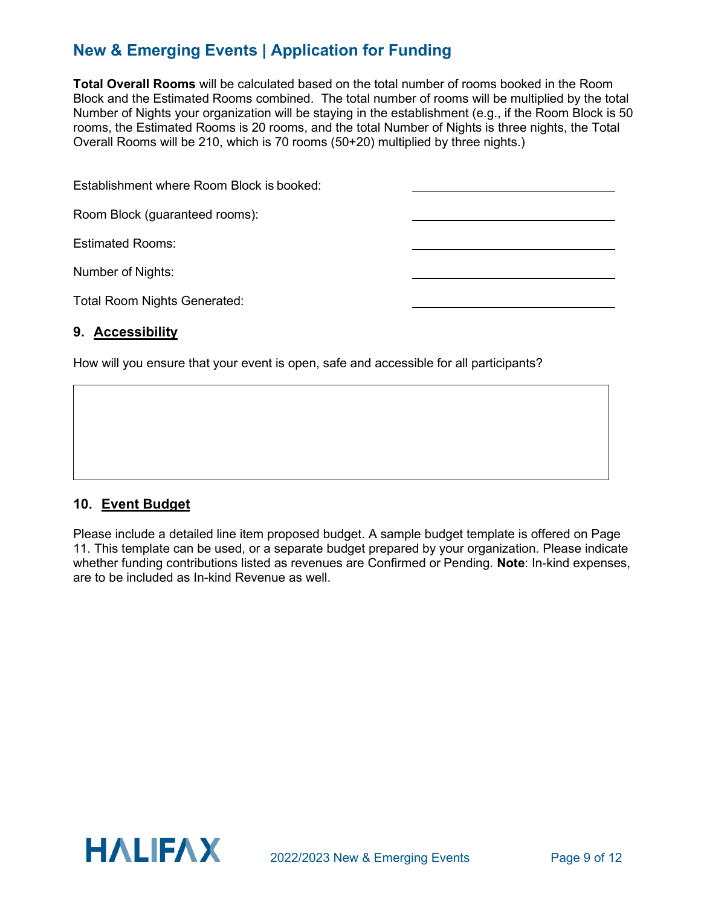## New & Emerging Events | Application for Funding

**Total Overall Rooms** will be calculated based on the total number of rooms booked in the Room Block and the Estimated Rooms combined. The total number of rooms will be multiplied by the total Number of Nights your organization will be staying in the establishment (e.g., if the Room Block is 50 rooms, the Estimated Rooms is 20 rooms, and the total Number of Nights is three nights, the Total Overall Rooms will be 210, which is 70 rooms (50+20) multiplied by three nights.)

Establishment where Room Block is booked: ____________________

Room Block (guaranteed rooms): ____________________

Estimated Rooms: ____________________

Number of Nights: ____________________

Total Room Nights Generated: ____________________

### 9. Accessibility

How will you ensure that your event is open, safe and accessible for all participants?

### 10. Event Budget

Please include a detailed line item proposed budget. A sample budget template is offered on Page 11. This template can be used, or a separate budget prepared by your organization. Please indicate whether funding contributions listed as revenues are Confirmed or Pending. **Note**: In-kind expenses, are to be included as In-kind Revenue as well.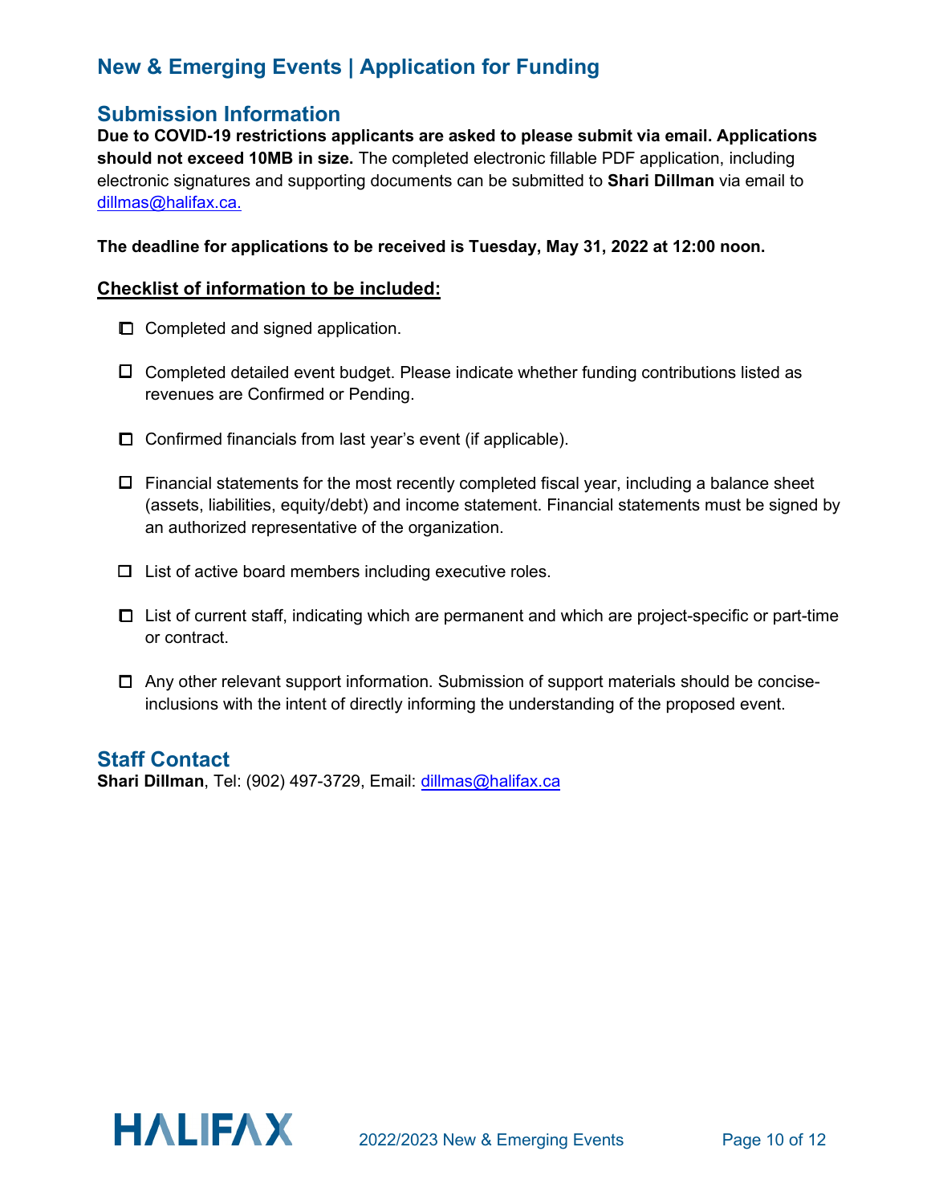## New & Emerging Events | Application for Funding

## Submission Information

**Due to COVID-19 restrictions applicants are asked to please submit via email. Applications should not exceed 10MB in size.** The completed electronic fillable PDF application, including electronic signatures and supporting documents can be submitted to **Shari Dillman** via email to dillmas@halifax.ca.

**The deadline for applications to be received is Tuesday, May 31, 2022 at 12:00 noon.**

**Checklist of information to be included:**

- ☐ Completed and signed application.
- ☐ Completed detailed event budget. Please indicate whether funding contributions listed as revenues are Confirmed or Pending.
- ☐ Confirmed financials from last year's event (if applicable).
- ☐ Financial statements for the most recently completed fiscal year, including a balance sheet (assets, liabilities, equity/debt) and income statement. Financial statements must be signed by an authorized representative of the organization.
- ☐ List of active board members including executive roles.
- ☐ List of current staff, indicating which are permanent and which are project-specific or part-time or contract.
- ☐ Any other relevant support information. Submission of support materials should be concise-inclusions with the intent of directly informing the understanding of the proposed event.

## Staff Contact

**Shari Dillman**, Tel: (902) 497-3729, Email: dillmas@halifax.ca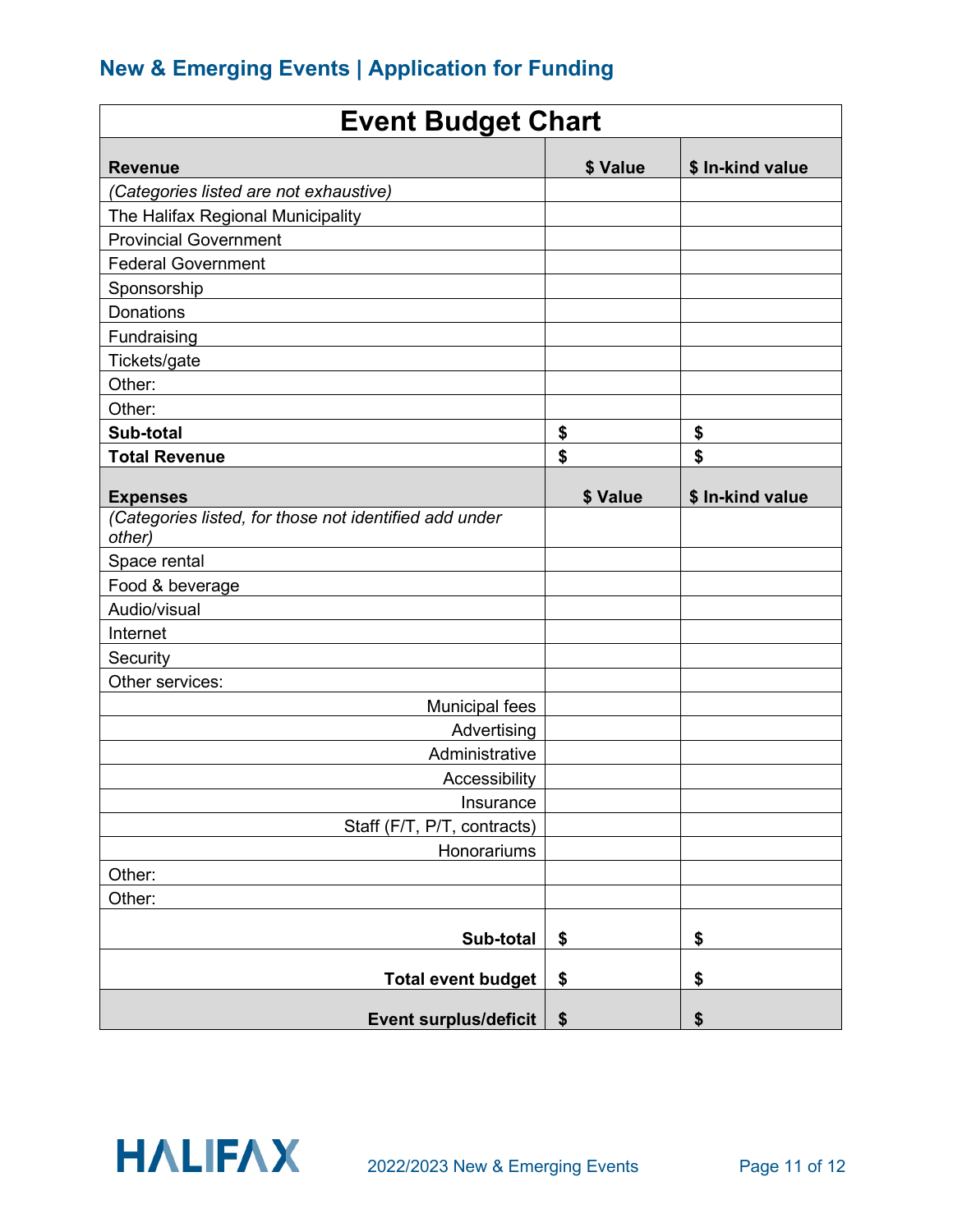## New & Emerging Events | Application for Funding

| Event Budget Chart | | |
|---|---|---|
| **Revenue** | **$ Value** | **$ In-kind value** |
| *(Categories listed are not exhaustive)* | | |
| The Halifax Regional Municipality | | |
| Provincial Government | | |
| Federal Government | | |
| Sponsorship | | |
| Donations | | |
| Fundraising | | |
| Tickets/gate | | |
| Other: | | |
| Other: | | |
| **Sub-total** | **$** | **$** |
| **Total Revenue** | **$** | **$** |
| **Expenses** | **$ Value** | **$ In-kind value** |
| *(Categories listed, for those not identified add under other)* | | |
| Space rental | | |
| Food & beverage | | |
| Audio/visual | | |
| Internet | | |
| Security | | |
| Other services: | | |
| Municipal fees | | |
| Advertising | | |
| Administrative | | |
| Accessibility | | |
| Insurance | | |
| Staff (F/T, P/T, contracts) | | |
| Honorariums | | |
| Other: | | |
| Other: | | |
| **Sub-total** | **$** | **$** |
| **Total event budget** | **$** | **$** |
| **Event surplus/deficit** | **$** | **$** |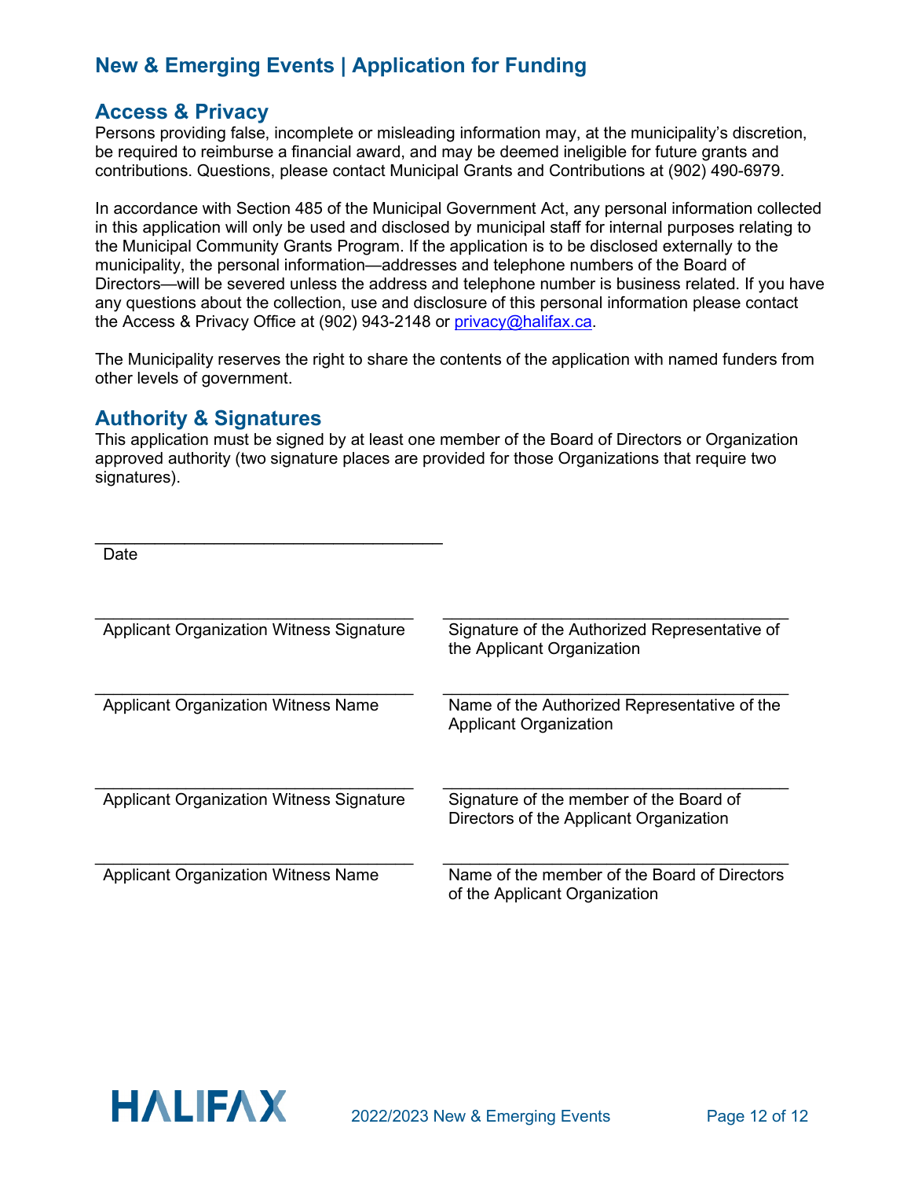## New & Emerging Events | Application for Funding

## Access & Privacy

Persons providing false, incomplete or misleading information may, at the municipality's discretion, be required to reimburse a financial award, and may be deemed ineligible for future grants and contributions. Questions, please contact Municipal Grants and Contributions at (902) 490-6979.

In accordance with Section 485 of the Municipal Government Act, any personal information collected in this application will only be used and disclosed by municipal staff for internal purposes relating to the Municipal Community Grants Program. If the application is to be disclosed externally to the municipality, the personal information—addresses and telephone numbers of the Board of Directors—will be severed unless the address and telephone number is business related. If you have any questions about the collection, use and disclosure of this personal information please contact the Access & Privacy Office at (902) 943-2148 or privacy@halifax.ca.

The Municipality reserves the right to share the contents of the application with named funders from other levels of government.

## Authority & Signatures

This application must be signed by at least one member of the Board of Directors or Organization approved authority (two signature places are provided for those Organizations that require two signatures).

______________________________________
Date

| | |
|---|---|
| ______________________________ | ______________________________ |
| Applicant Organization Witness Signature | Signature of the Authorized Representative of the Applicant Organization |
| ______________________________ | ______________________________ |
| Applicant Organization Witness Name | Name of the Authorized Representative of the Applicant Organization |
| ______________________________ | ______________________________ |
| Applicant Organization Witness Signature | Signature of the member of the Board of Directors of the Applicant Organization |
| ______________________________ | ______________________________ |
| Applicant Organization Witness Name | Name of the member of the Board of Directors of the Applicant Organization |